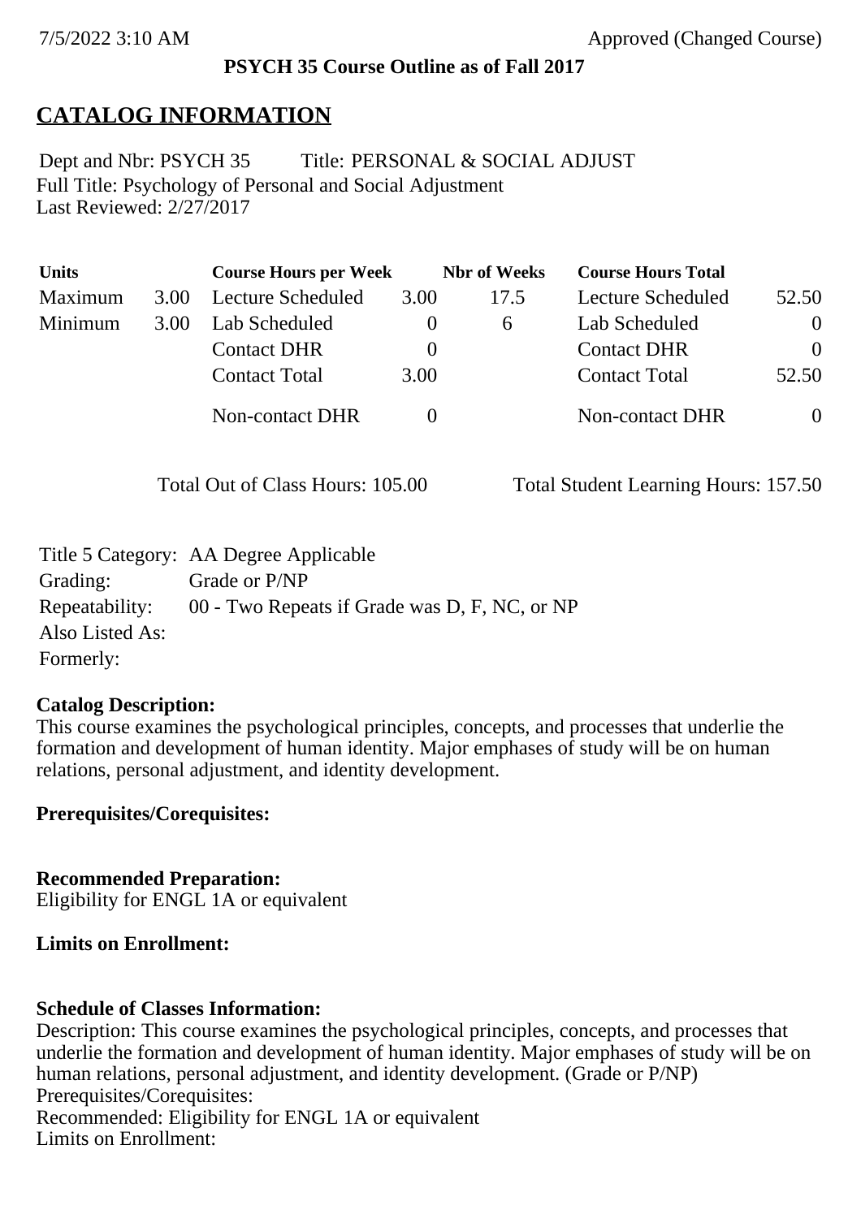7/5/2022 3:10 AM Approved (Changed Course)

**PSYCH 35 Course Outline as of Fall 2017**

# CATALOG INFORMATION

Dept and Nbr: PSYCH 35 Title: PERSONAL & SOCIAL ADJUST
Full Title: Psychology of Personal and Social Adjustment
Last Reviewed: 2/27/2017

| Units | | Course Hours per Week | | Nbr of Weeks | Course Hours Total | |
|---|---|---|---|---|---|---|
| Maximum | 3.00 | Lecture Scheduled | 3.00 | 17.5 | Lecture Scheduled | 52.50 |
| Minimum | 3.00 | Lab Scheduled | 0 | 6 | Lab Scheduled | 0 |
| | | Contact DHR | 0 | | Contact DHR | 0 |
| | | Contact Total | 3.00 | | Contact Total | 52.50 |
| | | Non-contact DHR | 0 | | Non-contact DHR | 0 |

Total Out of Class Hours: 105.00 Total Student Learning Hours: 157.50

Title 5 Category: AA Degree Applicable
Grading: Grade or P/NP
Repeatability: 00 - Two Repeats if Grade was D, F, NC, or NP
Also Listed As:
Formerly:

**Catalog Description:**
This course examines the psychological principles, concepts, and processes that underlie the formation and development of human identity. Major emphases of study will be on human relations, personal adjustment, and identity development.

**Prerequisites/Corequisites:**

**Recommended Preparation:**
Eligibility for ENGL 1A or equivalent

**Limits on Enrollment:**

**Schedule of Classes Information:**
Description: This course examines the psychological principles, concepts, and processes that underlie the formation and development of human identity. Major emphases of study will be on human relations, personal adjustment, and identity development. (Grade or P/NP)
Prerequisites/Corequisites:
Recommended: Eligibility for ENGL 1A or equivalent
Limits on Enrollment: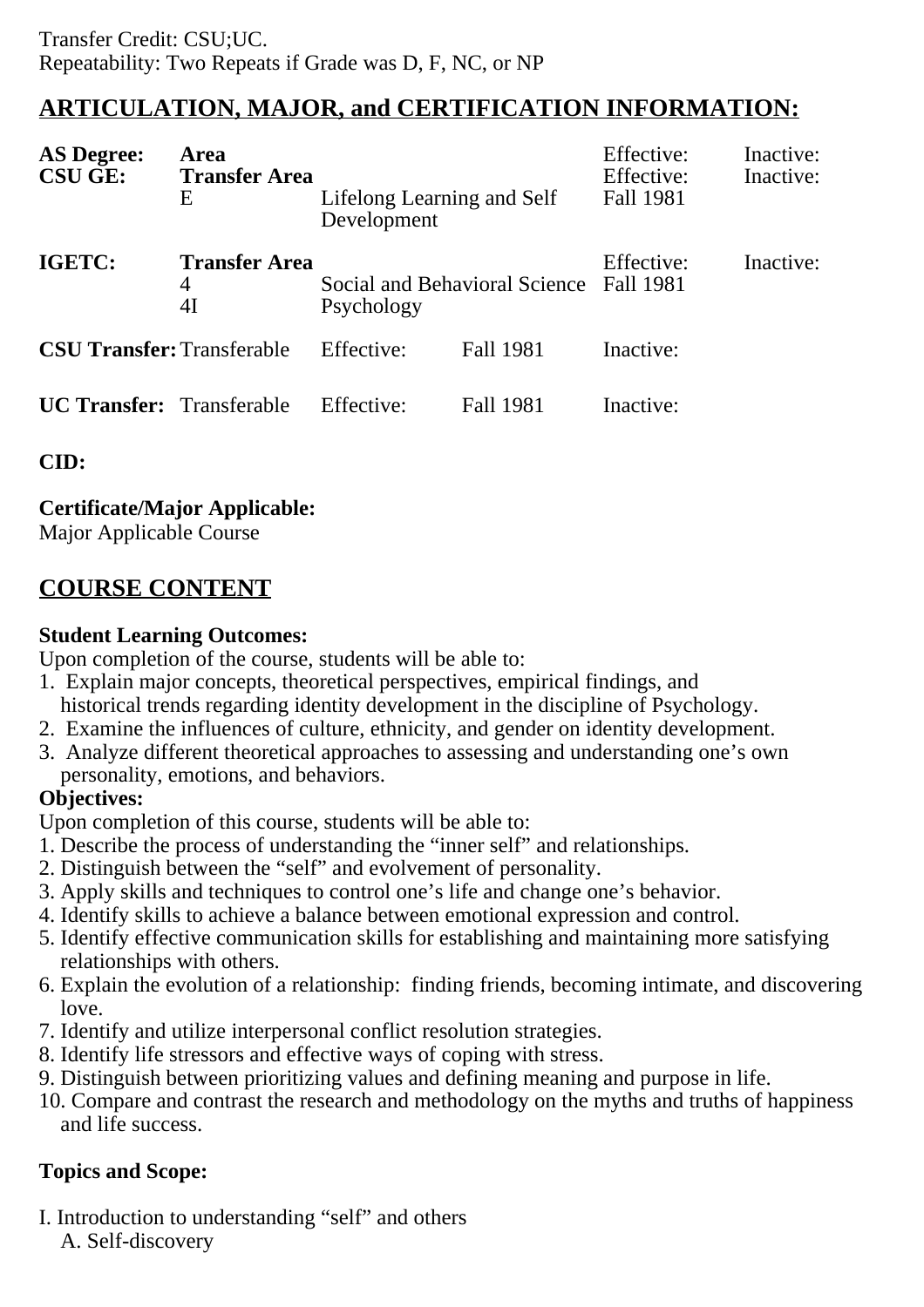Transfer Credit: CSU;UC.
Repeatability: Two Repeats if Grade was D, F, NC, or NP

## ARTICULATION, MAJOR, and CERTIFICATION INFORMATION:

| | | | | | |
|---|---|---|---|---|---|
| **AS Degree:** | **Area** | | | Effective: | Inactive: |
| **CSU GE:** | **Transfer Area** | | | Effective: | Inactive: |
| | E | Lifelong Learning and Self Development | | Fall 1981 | |
| **IGETC:** | **Transfer Area** | | | Effective: | Inactive: |
| | 4 | Social and Behavioral Science | | Fall 1981 | |
| | 4I | Psychology | | | |
| **CSU Transfer:** | Transferable | Effective: | Fall 1981 | Inactive: | |
| **UC Transfer:** | Transferable | Effective: | Fall 1981 | Inactive: | |

**CID:**

**Certificate/Major Applicable:**
Major Applicable Course

## COURSE CONTENT

**Student Learning Outcomes:**
Upon completion of the course, students will be able to:
1. Explain major concepts, theoretical perspectives, empirical findings, and historical trends regarding identity development in the discipline of Psychology.
2. Examine the influences of culture, ethnicity, and gender on identity development.
3. Analyze different theoretical approaches to assessing and understanding one's own personality, emotions, and behaviors.

**Objectives:**
Upon completion of this course, students will be able to:
1. Describe the process of understanding the "inner self" and relationships.
2. Distinguish between the "self" and evolvement of personality.
3. Apply skills and techniques to control one's life and change one's behavior.
4. Identify skills to achieve a balance between emotional expression and control.
5. Identify effective communication skills for establishing and maintaining more satisfying relationships with others.
6. Explain the evolution of a relationship: finding friends, becoming intimate, and discovering love.
7. Identify and utilize interpersonal conflict resolution strategies.
8. Identify life stressors and effective ways of coping with stress.
9. Distinguish between prioritizing values and defining meaning and purpose in life.
10. Compare and contrast the research and methodology on the myths and truths of happiness and life success.

**Topics and Scope:**

I. Introduction to understanding "self" and others
   A. Self-discovery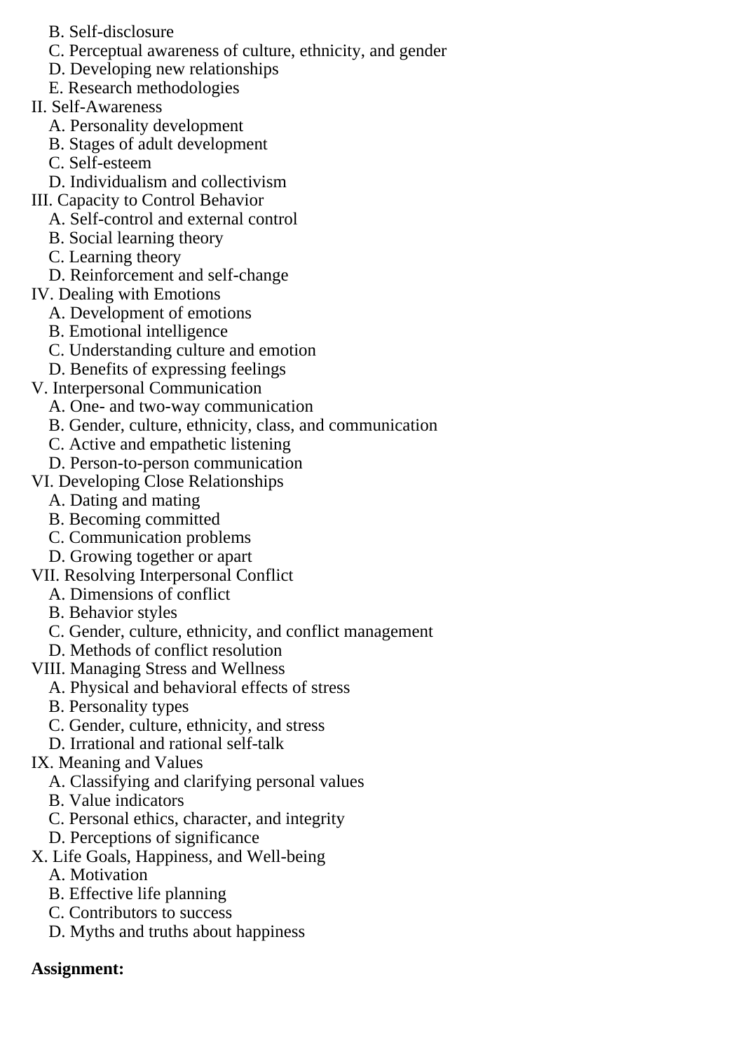B. Self-disclosure
C. Perceptual awareness of culture, ethnicity, and gender
D. Developing new relationships
E. Research methodologies

II. Self-Awareness
A. Personality development
B. Stages of adult development
C. Self-esteem
D. Individualism and collectivism

III. Capacity to Control Behavior
A. Self-control and external control
B. Social learning theory
C. Learning theory
D. Reinforcement and self-change

IV. Dealing with Emotions
A. Development of emotions
B. Emotional intelligence
C. Understanding culture and emotion
D. Benefits of expressing feelings

V. Interpersonal Communication
A. One- and two-way communication
B. Gender, culture, ethnicity, class, and communication
C. Active and empathetic listening
D. Person-to-person communication

VI. Developing Close Relationships
A. Dating and mating
B. Becoming committed
C. Communication problems
D. Growing together or apart

VII. Resolving Interpersonal Conflict
A. Dimensions of conflict
B. Behavior styles
C. Gender, culture, ethnicity, and conflict management
D. Methods of conflict resolution

VIII. Managing Stress and Wellness
A. Physical and behavioral effects of stress
B. Personality types
C. Gender, culture, ethnicity, and stress
D. Irrational and rational self-talk

IX. Meaning and Values
A. Classifying and clarifying personal values
B. Value indicators
C. Personal ethics, character, and integrity
D. Perceptions of significance

X. Life Goals, Happiness, and Well-being
A. Motivation
B. Effective life planning
C. Contributors to success
D. Myths and truths about happiness

**Assignment:**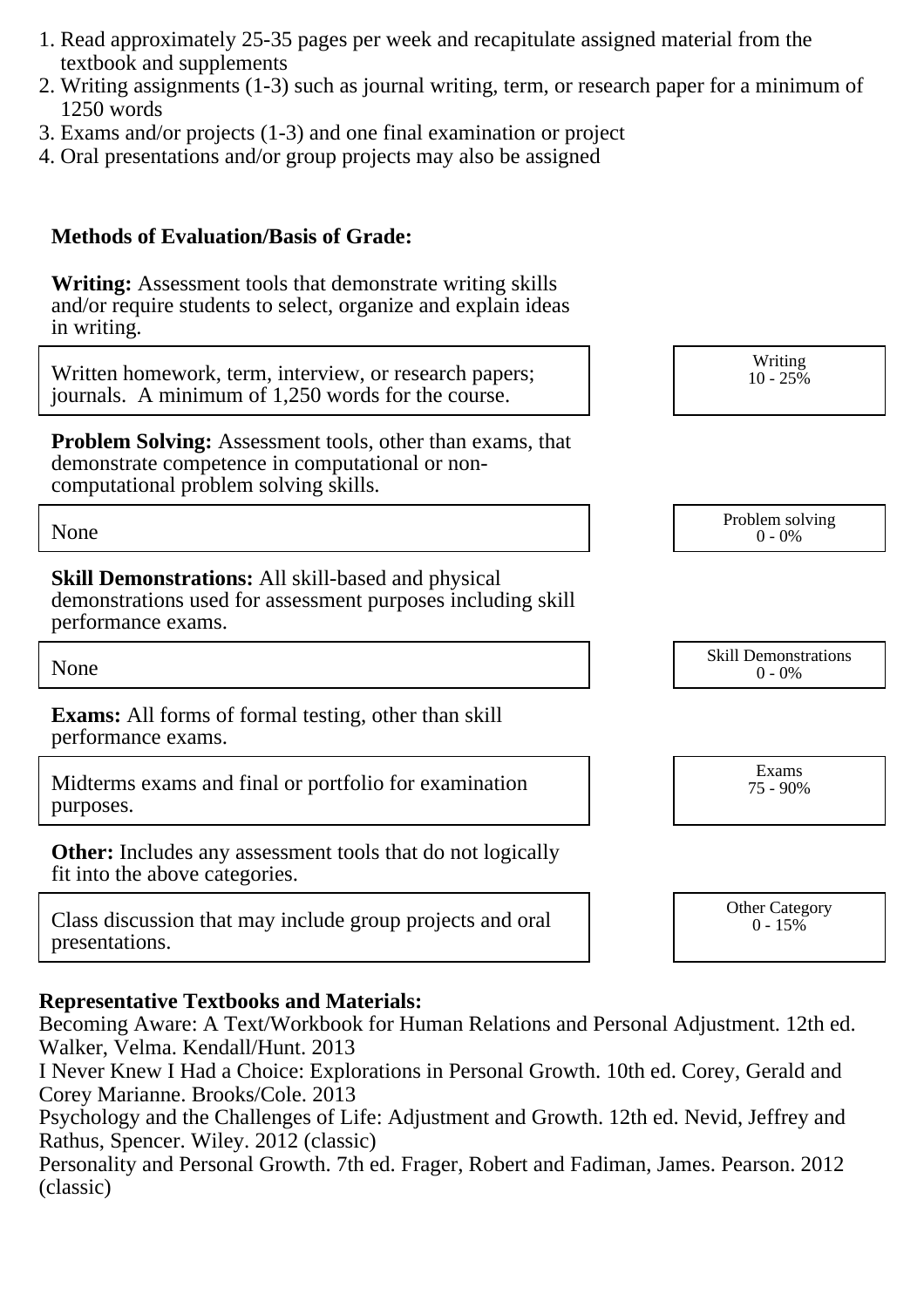1. Read approximately 25-35 pages per week and recapitulate assigned material from the textbook and supplements
2. Writing assignments (1-3) such as journal writing, term, or research paper for a minimum of 1250 words
3. Exams and/or projects (1-3) and one final examination or project
4. Oral presentations and/or group projects may also be assigned

**Methods of Evaluation/Basis of Grade:**

**Writing:** Assessment tools that demonstrate writing skills and/or require students to select, organize and explain ideas in writing.

| | |
|---|---|
| Written homework, term, interview, or research papers; journals. A minimum of 1,250 words for the course. | Writing 10 - 25% |

**Problem Solving:** Assessment tools, other than exams, that demonstrate competence in computational or non-computational problem solving skills.

| | |
|---|---|
| None | Problem solving 0 - 0% |

**Skill Demonstrations:** All skill-based and physical demonstrations used for assessment purposes including skill performance exams.

| | |
|---|---|
| None | Skill Demonstrations 0 - 0% |

**Exams:** All forms of formal testing, other than skill performance exams.

| | |
|---|---|
| Midterms exams and final or portfolio for examination purposes. | Exams 75 - 90% |

**Other:** Includes any assessment tools that do not logically fit into the above categories.

| | |
|---|---|
| Class discussion that may include group projects and oral presentations. | Other Category 0 - 15% |

**Representative Textbooks and Materials:**

Becoming Aware: A Text/Workbook for Human Relations and Personal Adjustment. 12th ed. Walker, Velma. Kendall/Hunt. 2013

I Never Knew I Had a Choice: Explorations in Personal Growth. 10th ed. Corey, Gerald and Corey Marianne. Brooks/Cole. 2013

Psychology and the Challenges of Life: Adjustment and Growth. 12th ed. Nevid, Jeffrey and Rathus, Spencer. Wiley. 2012 (classic)

Personality and Personal Growth. 7th ed. Frager, Robert and Fadiman, James. Pearson. 2012 (classic)